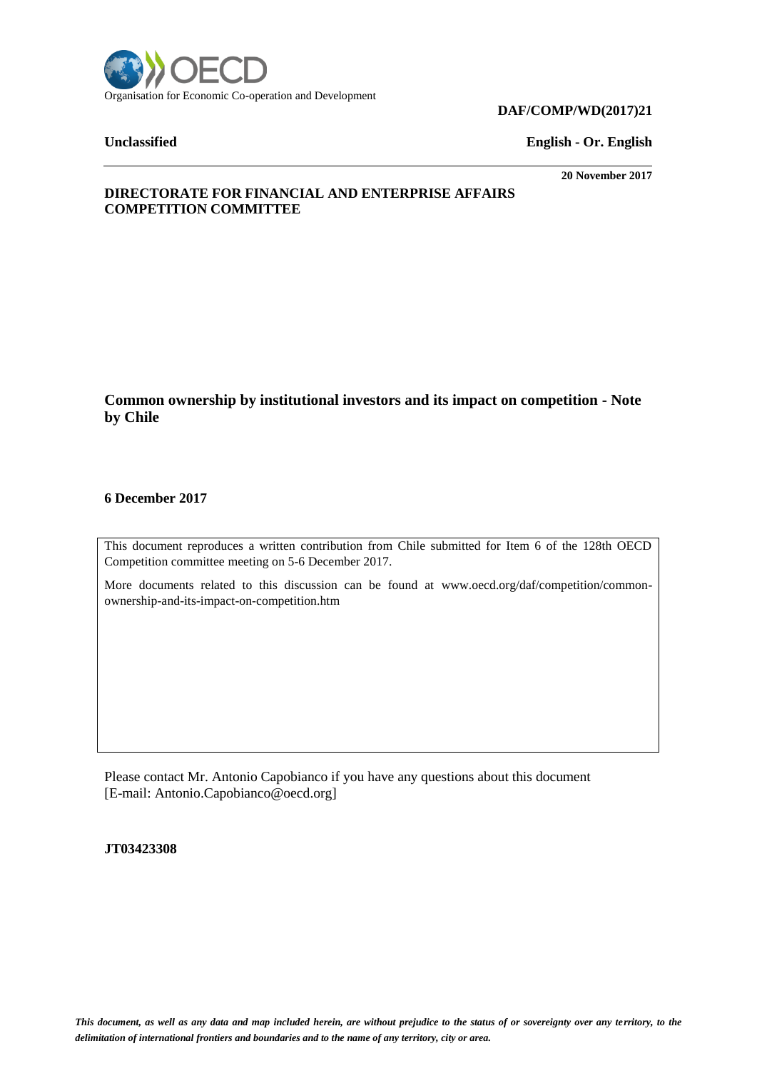Organisation for Economic Co-operation and Development

**DAF/COMP/WD(2017)21**

**Unclassified** **English - Or. English**

**20 November 2017**

**DIRECTORATE FOR FINANCIAL AND ENTERPRISE AFFAIRS**
**COMPETITION COMMITTEE**

# Common ownership by institutional investors and its impact on competition - Note by Chile

**6 December 2017**

This document reproduces a written contribution from Chile submitted for Item 6 of the 128th OECD Competition committee meeting on 5-6 December 2017.

More documents related to this discussion can be found at www.oecd.org/daf/competition/common-ownership-and-its-impact-on-competition.htm

Please contact Mr. Antonio Capobianco if you have any questions about this document [E-mail: Antonio.Capobianco@oecd.org]

**JT03423308**

*This document, as well as any data and map included herein, are without prejudice to the status of or sovereignty over any territory, to the delimitation of international frontiers and boundaries and to the name of any territory, city or area.*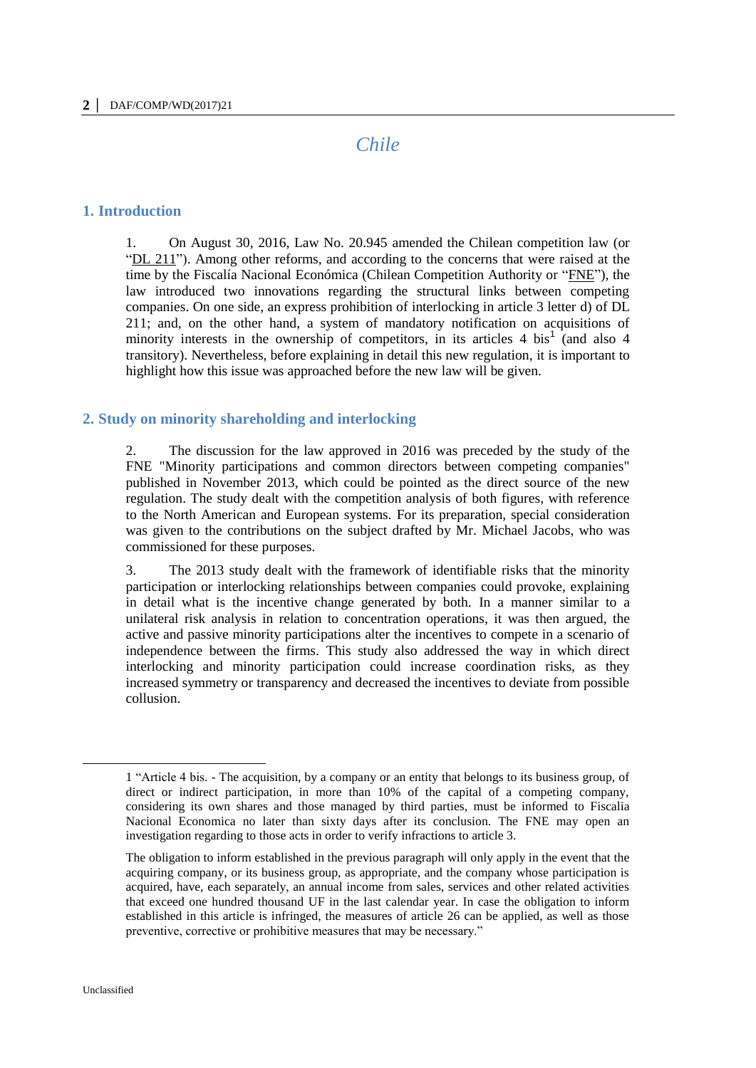# Chile

## 1. Introduction

1. On August 30, 2016, Law No. 20.945 amended the Chilean competition law (or "DL 211"). Among other reforms, and according to the concerns that were raised at the time by the Fiscalía Nacional Económica (Chilean Competition Authority or "FNE"), the law introduced two innovations regarding the structural links between competing companies. On one side, an express prohibition of interlocking in article 3 letter d) of DL 211; and, on the other hand, a system of mandatory notification on acquisitions of minority interests in the ownership of competitors, in its articles 4 bis[1] (and also 4 transitory). Nevertheless, before explaining in detail this new regulation, it is important to highlight how this issue was approached before the new law will be given.

## 2. Study on minority shareholding and interlocking

2. The discussion for the law approved in 2016 was preceded by the study of the FNE "Minority participations and common directors between competing companies" published in November 2013, which could be pointed as the direct source of the new regulation. The study dealt with the competition analysis of both figures, with reference to the North American and European systems. For its preparation, special consideration was given to the contributions on the subject drafted by Mr. Michael Jacobs, who was commissioned for these purposes.

3. The 2013 study dealt with the framework of identifiable risks that the minority participation or interlocking relationships between companies could provoke, explaining in detail what is the incentive change generated by both. In a manner similar to a unilateral risk analysis in relation to concentration operations, it was then argued, the active and passive minority participations alter the incentives to compete in a scenario of independence between the firms. This study also addressed the way in which direct interlocking and minority participation could increase coordination risks, as they increased symmetry or transparency and decreased the incentives to deviate from possible collusion.

---

1 "Article 4 bis. - The acquisition, by a company or an entity that belongs to its business group, of direct or indirect participation, in more than 10% of the capital of a competing company, considering its own shares and those managed by third parties, must be informed to Fiscalia Nacional Economica no later than sixty days after its conclusion. The FNE may open an investigation regarding to those acts in order to verify infractions to article 3.

The obligation to inform established in the previous paragraph will only apply in the event that the acquiring company, or its business group, as appropriate, and the company whose participation is acquired, have, each separately, an annual income from sales, services and other related activities that exceed one hundred thousand UF in the last calendar year. In case the obligation to inform established in this article is infringed, the measures of article 26 can be applied, as well as those preventive, corrective or prohibitive measures that may be necessary."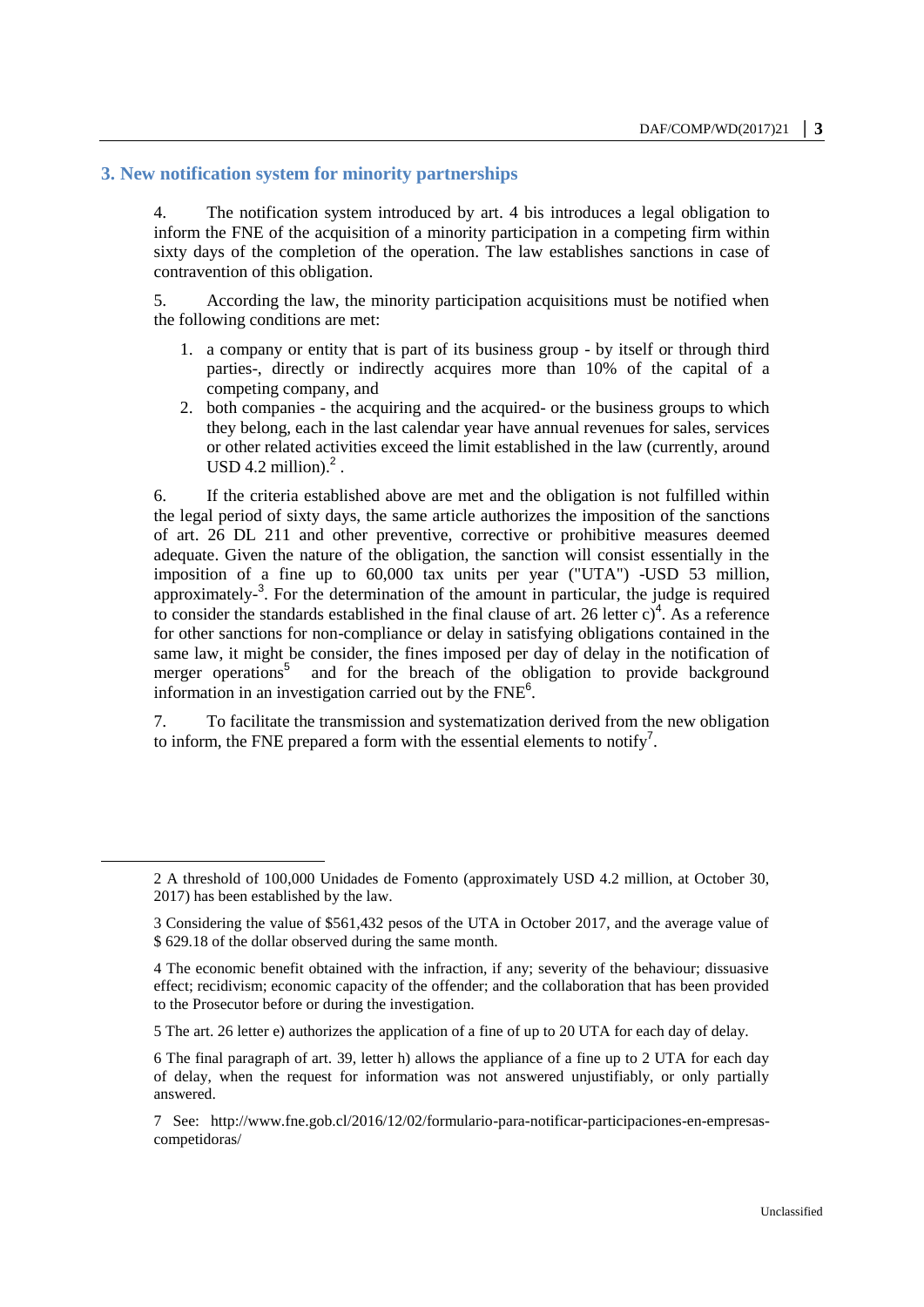## 3. New notification system for minority partnerships

4. The notification system introduced by art. 4 bis introduces a legal obligation to inform the FNE of the acquisition of a minority participation in a competing firm within sixty days of the completion of the operation. The law establishes sanctions in case of contravention of this obligation.

5. According the law, the minority participation acquisitions must be notified when the following conditions are met:

1. a company or entity that is part of its business group - by itself or through third parties-, directly or indirectly acquires more than 10% of the capital of a competing company, and
2. both companies - the acquiring and the acquired- or the business groups to which they belong, each in the last calendar year have annual revenues for sales, services or other related activities exceed the limit established in the law (currently, around USD 4.2 million).[2] .

6. If the criteria established above are met and the obligation is not fulfilled within the legal period of sixty days, the same article authorizes the imposition of the sanctions of art. 26 DL 211 and other preventive, corrective or prohibitive measures deemed adequate. Given the nature of the obligation, the sanction will consist essentially in the imposition of a fine up to 60,000 tax units per year ("UTA") -USD 53 million, approximately-[3]. For the determination of the amount in particular, the judge is required to consider the standards established in the final clause of art. 26 letter c)[4]. As a reference for other sanctions for non-compliance or delay in satisfying obligations contained in the same law, it might be consider, the fines imposed per day of delay in the notification of merger operations[5] and for the breach of the obligation to provide background information in an investigation carried out by the FNE[6].

7. To facilitate the transmission and systematization derived from the new obligation to inform, the FNE prepared a form with the essential elements to notify[7].

2 A threshold of 100,000 Unidades de Fomento (approximately USD 4.2 million, at October 30, 2017) has been established by the law.

3 Considering the value of $561,432 pesos of the UTA in October 2017, and the average value of $ 629.18 of the dollar observed during the same month.

4 The economic benefit obtained with the infraction, if any; severity of the behaviour; dissuasive effect; recidivism; economic capacity of the offender; and the collaboration that has been provided to the Prosecutor before or during the investigation.

5 The art. 26 letter e) authorizes the application of a fine of up to 20 UTA for each day of delay.

6 The final paragraph of art. 39, letter h) allows the appliance of a fine up to 2 UTA for each day of delay, when the request for information was not answered unjustifiably, or only partially answered.

7 See: http://www.fne.gob.cl/2016/12/02/formulario-para-notificar-participaciones-en-empresas-competidoras/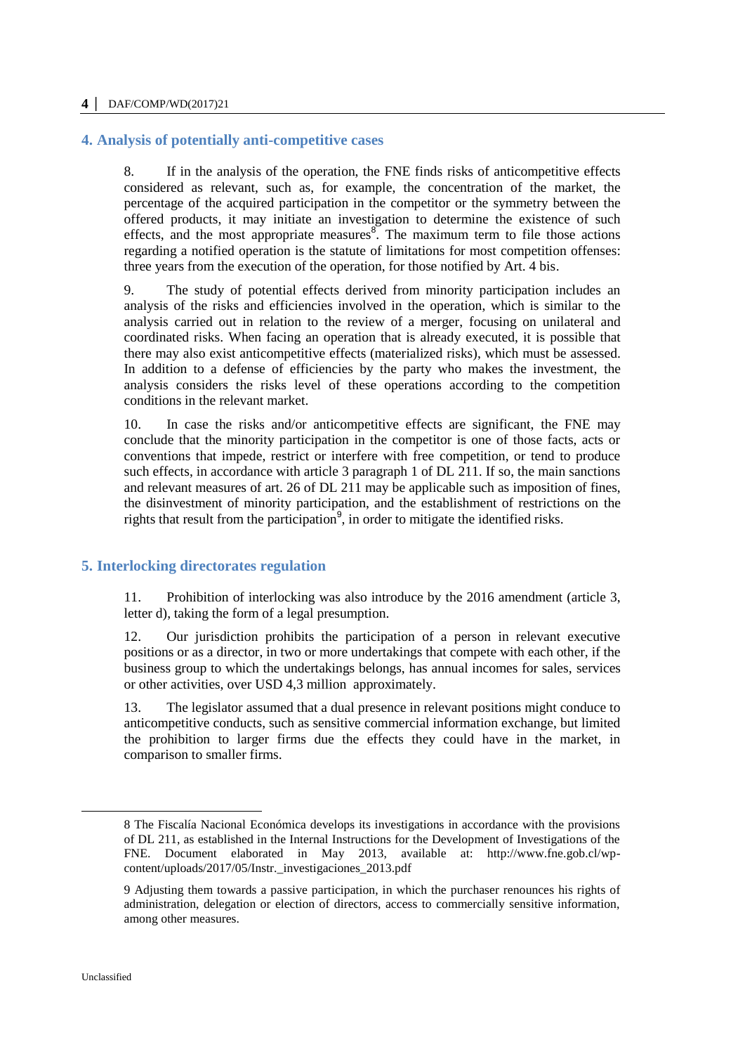## 4. Analysis of potentially anti-competitive cases

8. If in the analysis of the operation, the FNE finds risks of anticompetitive effects considered as relevant, such as, for example, the concentration of the market, the percentage of the acquired participation in the competitor or the symmetry between the offered products, it may initiate an investigation to determine the existence of such effects, and the most appropriate measures[8]. The maximum term to file those actions regarding a notified operation is the statute of limitations for most competition offenses: three years from the execution of the operation, for those notified by Art. 4 bis.

9. The study of potential effects derived from minority participation includes an analysis of the risks and efficiencies involved in the operation, which is similar to the analysis carried out in relation to the review of a merger, focusing on unilateral and coordinated risks. When facing an operation that is already executed, it is possible that there may also exist anticompetitive effects (materialized risks), which must be assessed. In addition to a defense of efficiencies by the party who makes the investment, the analysis considers the risks level of these operations according to the competition conditions in the relevant market.

10. In case the risks and/or anticompetitive effects are significant, the FNE may conclude that the minority participation in the competitor is one of those facts, acts or conventions that impede, restrict or interfere with free competition, or tend to produce such effects, in accordance with article 3 paragraph 1 of DL 211. If so, the main sanctions and relevant measures of art. 26 of DL 211 may be applicable such as imposition of fines, the disinvestment of minority participation, and the establishment of restrictions on the rights that result from the participation[9], in order to mitigate the identified risks.

## 5. Interlocking directorates regulation

11. Prohibition of interlocking was also introduce by the 2016 amendment (article 3, letter d), taking the form of a legal presumption.

12. Our jurisdiction prohibits the participation of a person in relevant executive positions or as a director, in two or more undertakings that compete with each other, if the business group to which the undertakings belongs, has annual incomes for sales, services or other activities, over USD 4,3 million approximately.

13. The legislator assumed that a dual presence in relevant positions might conduce to anticompetitive conducts, such as sensitive commercial information exchange, but limited the prohibition to larger firms due the effects they could have in the market, in comparison to smaller firms.

---

8 The Fiscalía Nacional Económica develops its investigations in accordance with the provisions of DL 211, as established in the Internal Instructions for the Development of Investigations of the FNE. Document elaborated in May 2013, available at: http://www.fne.gob.cl/wp-content/uploads/2017/05/Instr._investigaciones_2013.pdf

9 Adjusting them towards a passive participation, in which the purchaser renounces his rights of administration, delegation or election of directors, access to commercially sensitive information, among other measures.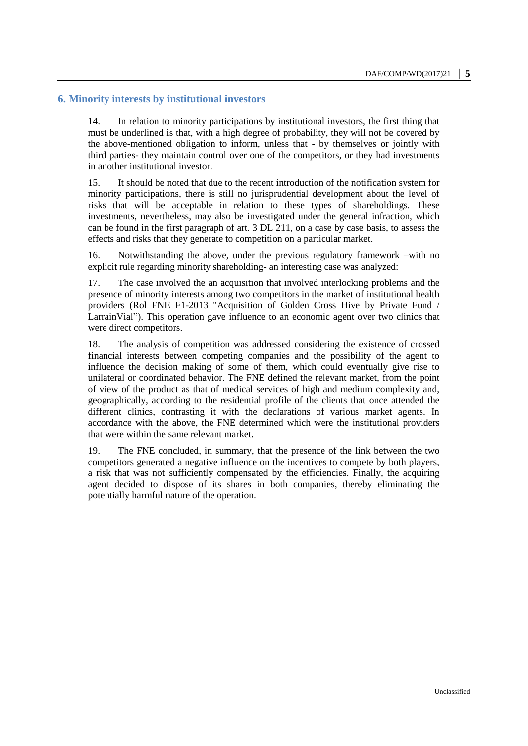## 6. Minority interests by institutional investors

14. In relation to minority participations by institutional investors, the first thing that must be underlined is that, with a high degree of probability, they will not be covered by the above-mentioned obligation to inform, unless that - by themselves or jointly with third parties- they maintain control over one of the competitors, or they had investments in another institutional investor.

15. It should be noted that due to the recent introduction of the notification system for minority participations, there is still no jurisprudential development about the level of risks that will be acceptable in relation to these types of shareholdings. These investments, nevertheless, may also be investigated under the general infraction, which can be found in the first paragraph of art. 3 DL 211, on a case by case basis, to assess the effects and risks that they generate to competition on a particular market.

16. Notwithstanding the above, under the previous regulatory framework –with no explicit rule regarding minority shareholding- an interesting case was analyzed:

17. The case involved the an acquisition that involved interlocking problems and the presence of minority interests among two competitors in the market of institutional health providers (Rol FNE F1-2013 "Acquisition of Golden Cross Hive by Private Fund / LarrainVial"). This operation gave influence to an economic agent over two clinics that were direct competitors.

18. The analysis of competition was addressed considering the existence of crossed financial interests between competing companies and the possibility of the agent to influence the decision making of some of them, which could eventually give rise to unilateral or coordinated behavior. The FNE defined the relevant market, from the point of view of the product as that of medical services of high and medium complexity and, geographically, according to the residential profile of the clients that once attended the different clinics, contrasting it with the declarations of various market agents. In accordance with the above, the FNE determined which were the institutional providers that were within the same relevant market.

19. The FNE concluded, in summary, that the presence of the link between the two competitors generated a negative influence on the incentives to compete by both players, a risk that was not sufficiently compensated by the efficiencies. Finally, the acquiring agent decided to dispose of its shares in both companies, thereby eliminating the potentially harmful nature of the operation.